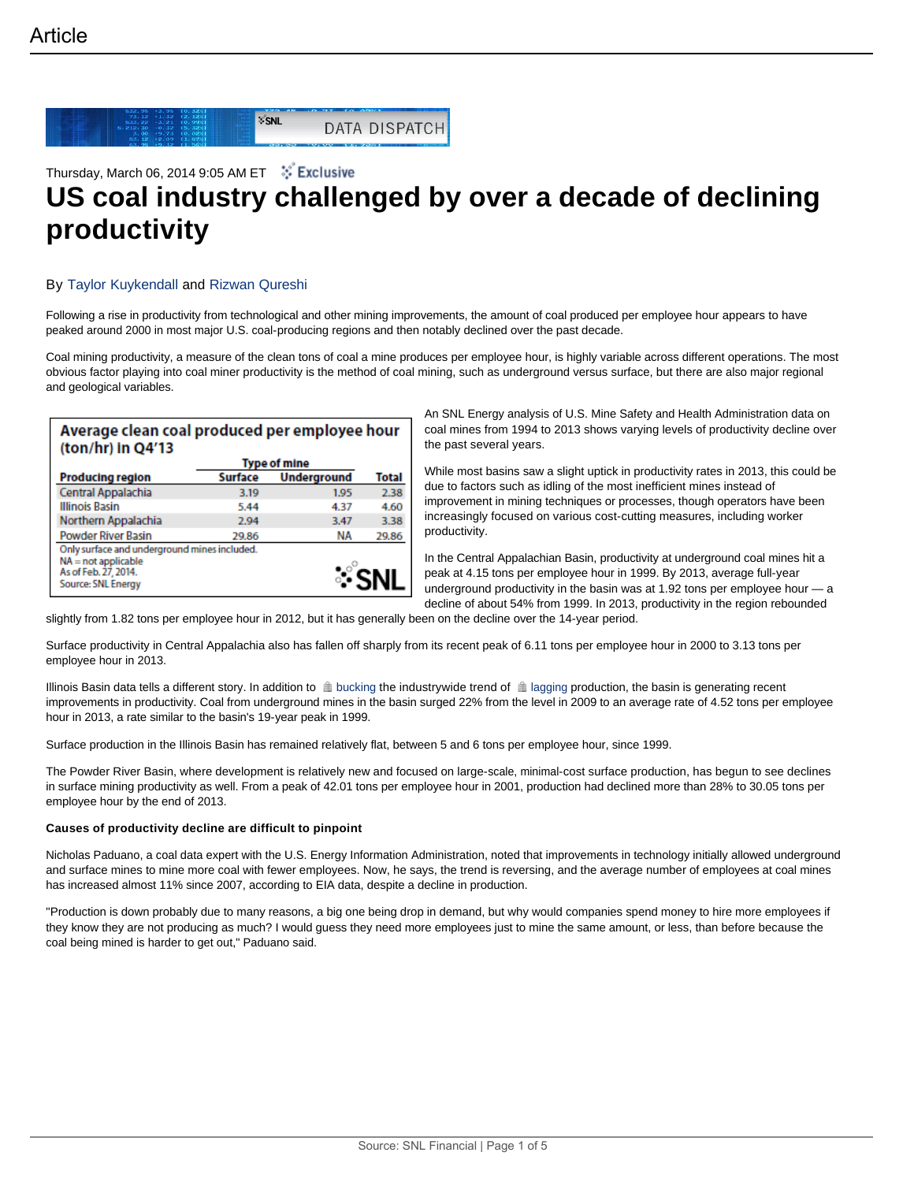Article

DATA DISPATCH

Thursday, March 06, 2014 9:05 AM ET Exclusive

# US coal industry challenged by over a decade of declining productivity

By Taylor Kuykendall and Rizwan Qureshi

Following a rise in productivity from technological and other mining improvements, the amount of coal produced per employee hour appears to have peaked around 2000 in most major U.S. coal-producing regions and then notably declined over the past decade.

Coal mining productivity, a measure of the clean tons of coal a mine produces per employee hour, is highly variable across different operations. The most obvious factor playing into coal miner productivity is the method of coal mining, such as underground versus surface, but there are also major regional and geological variables.

**Average clean coal produced per employee hour (ton/hr) in Q4'13**

| Producing region | Type of mine | | Total |
|---|---|---|---|
| | Surface | Underground | |
| Central Appalachia | 3.19 | 1.95 | 2.38 |
| Illinois Basin | 5.44 | 4.37 | 4.60 |
| Northern Appalachia | 2.94 | 3.47 | 3.38 |
| Powder River Basin | 29.86 | NA | 29.86 |

Only surface and underground mines included.
NA = not applicable
As of Feb. 27, 2014.
Source: SNL Energy

An SNL Energy analysis of U.S. Mine Safety and Health Administration data on coal mines from 1994 to 2013 shows varying levels of productivity decline over the past several years.

While most basins saw a slight uptick in productivity rates in 2013, this could be due to factors such as idling of the most inefficient mines instead of improvement in mining techniques or processes, though operators have been increasingly focused on various cost-cutting measures, including worker productivity.

In the Central Appalachian Basin, productivity at underground coal mines hit a peak at 4.15 tons per employee hour in 1999. By 2013, average full-year underground productivity in the basin was at 1.92 tons per employee hour — a decline of about 54% from 1999. In 2013, productivity in the region rebounded slightly from 1.82 tons per employee hour in 2012, but it has generally been on the decline over the 14-year period.

Surface productivity in Central Appalachia also has fallen off sharply from its recent peak of 6.11 tons per employee hour in 2000 to 3.13 tons per employee hour in 2013.

Illinois Basin data tells a different story. In addition to bucking the industrywide trend of lagging production, the basin is generating recent improvements in productivity. Coal from underground mines in the basin surged 22% from the level in 2009 to an average rate of 4.52 tons per employee hour in 2013, a rate similar to the basin's 19-year peak in 1999.

Surface production in the Illinois Basin has remained relatively flat, between 5 and 6 tons per employee hour, since 1999.

The Powder River Basin, where development is relatively new and focused on large-scale, minimal-cost surface production, has begun to see declines in surface mining productivity as well. From a peak of 42.01 tons per employee hour in 2001, production had declined more than 28% to 30.05 tons per employee hour by the end of 2013.

**Causes of productivity decline are difficult to pinpoint**

Nicholas Paduano, a coal data expert with the U.S. Energy Information Administration, noted that improvements in technology initially allowed underground and surface mines to mine more coal with fewer employees. Now, he says, the trend is reversing, and the average number of employees at coal mines has increased almost 11% since 2007, according to EIA data, despite a decline in production.

"Production is down probably due to many reasons, a big one being drop in demand, but why would companies spend money to hire more employees if they know they are not producing as much? I would guess they need more employees just to mine the same amount, or less, than before because the coal being mined is harder to get out," Paduano said.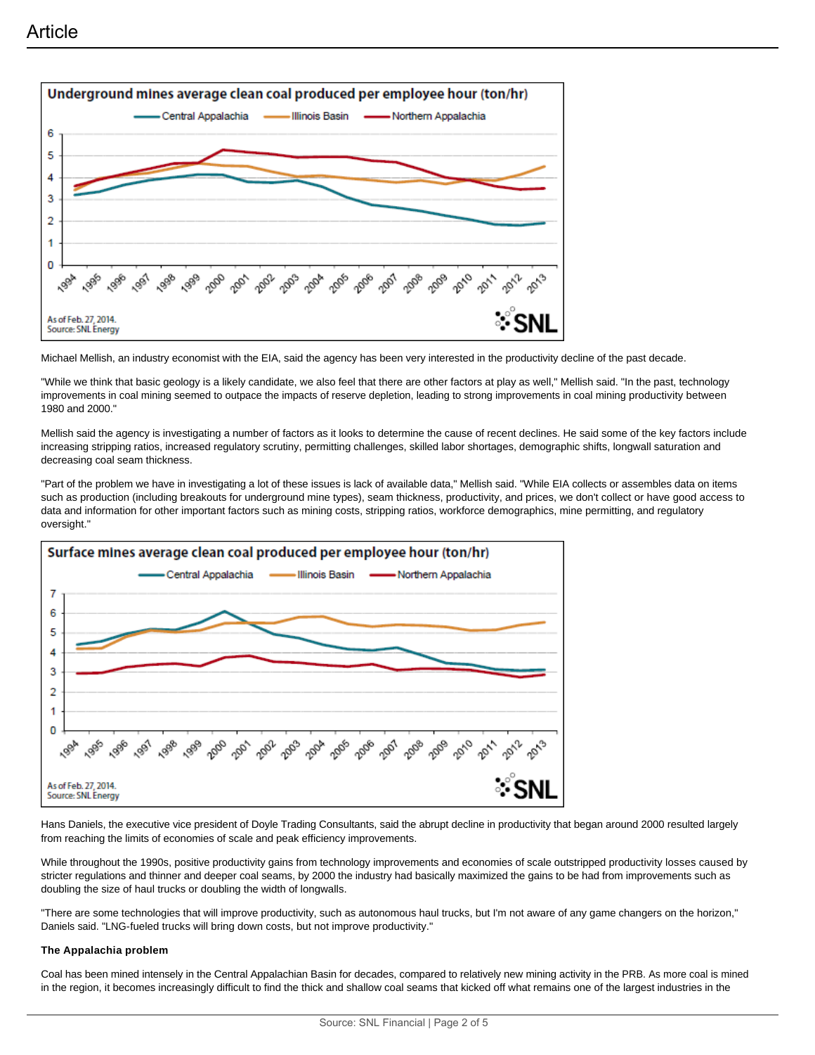## Article

**Underground mines average clean coal produced per employee hour (ton/hr)**

As of Feb. 27, 2014.
Source: SNL Energy

Michael Mellish, an industry economist with the EIA, said the agency has been very interested in the productivity decline of the past decade.

"While we think that basic geology is a likely candidate, we also feel that there are other factors at play as well," Mellish said. "In the past, technology improvements in coal mining seemed to outpace the impacts of reserve depletion, leading to strong improvements in coal mining productivity between 1980 and 2000."

Mellish said the agency is investigating a number of factors as it looks to determine the cause of recent declines. He said some of the key factors include increasing stripping ratios, increased regulatory scrutiny, permitting challenges, skilled labor shortages, demographic shifts, longwall saturation and decreasing coal seam thickness.

"Part of the problem we have in investigating a lot of these issues is lack of available data," Mellish said. "While EIA collects or assembles data on items such as production (including breakouts for underground mine types), seam thickness, productivity, and prices, we don't collect or have good access to data and information for other important factors such as mining costs, stripping ratios, workforce demographics, mine permitting, and regulatory oversight."

**Surface mines average clean coal produced per employee hour (ton/hr)**

As of Feb. 27, 2014.
Source: SNL Energy

Hans Daniels, the executive vice president of Doyle Trading Consultants, said the abrupt decline in productivity that began around 2000 resulted largely from reaching the limits of economies of scale and peak efficiency improvements.

While throughout the 1990s, positive productivity gains from technology improvements and economies of scale outstripped productivity losses caused by stricter regulations and thinner and deeper coal seams, by 2000 the industry had basically maximized the gains to be had from improvements such as doubling the size of haul trucks or doubling the width of longwalls.

"There are some technologies that will improve productivity, such as autonomous haul trucks, but I'm not aware of any game changers on the horizon," Daniels said. "LNG-fueled trucks will bring down costs, but not improve productivity."

**The Appalachia problem**

Coal has been mined intensely in the Central Appalachian Basin for decades, compared to relatively new mining activity in the PRB. As more coal is mined in the region, it becomes increasingly difficult to find the thick and shallow coal seams that kicked off what remains one of the largest industries in the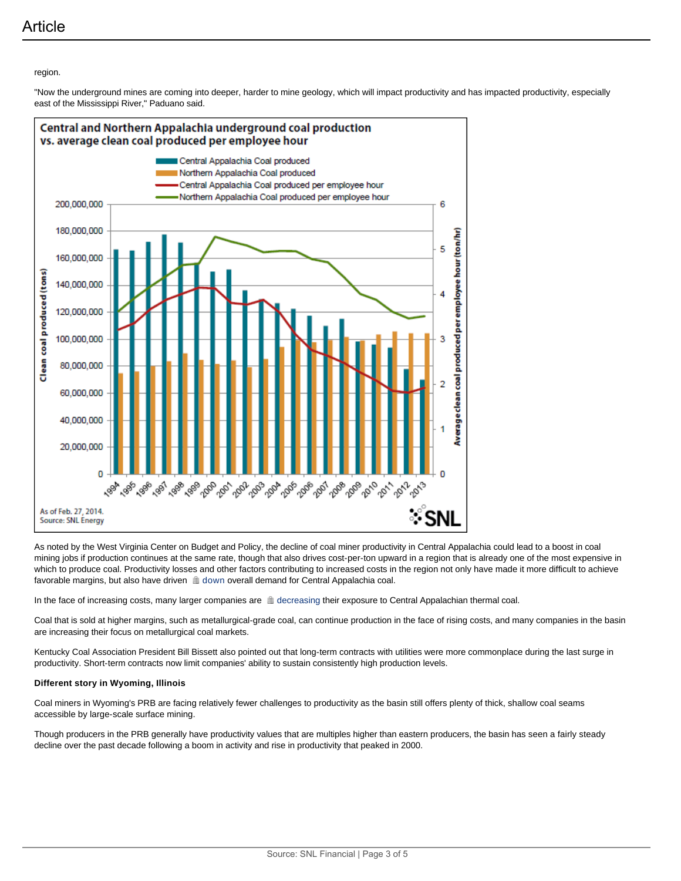region.

"Now the underground mines are coming into deeper, harder to mine geology, which will impact productivity and has impacted productivity, especially east of the Mississippi River," Paduano said.

**Central and Northern Appalachia underground coal production vs. average clean coal produced per employee hour**

As of Feb. 27, 2014.
Source: SNL Energy

As noted by the West Virginia Center on Budget and Policy, the decline of coal miner productivity in Central Appalachia could lead to a boost in coal mining jobs if production continues at the same rate, though that also drives cost-per-ton upward in a region that is already one of the most expensive in which to produce coal. Productivity losses and other factors contributing to increased costs in the region not only have made it more difficult to achieve favorable margins, but also have driven down overall demand for Central Appalachia coal.

In the face of increasing costs, many larger companies are decreasing their exposure to Central Appalachian thermal coal.

Coal that is sold at higher margins, such as metallurgical-grade coal, can continue production in the face of rising costs, and many companies in the basin are increasing their focus on metallurgical coal markets.

Kentucky Coal Association President Bill Bissett also pointed out that long-term contracts with utilities were more commonplace during the last surge in productivity. Short-term contracts now limit companies' ability to sustain consistently high production levels.

**Different story in Wyoming, Illinois**

Coal miners in Wyoming's PRB are facing relatively fewer challenges to productivity as the basin still offers plenty of thick, shallow coal seams accessible by large-scale surface mining.

Though producers in the PRB generally have productivity values that are multiples higher than eastern producers, the basin has seen a fairly steady decline over the past decade following a boom in activity and rise in productivity that peaked in 2000.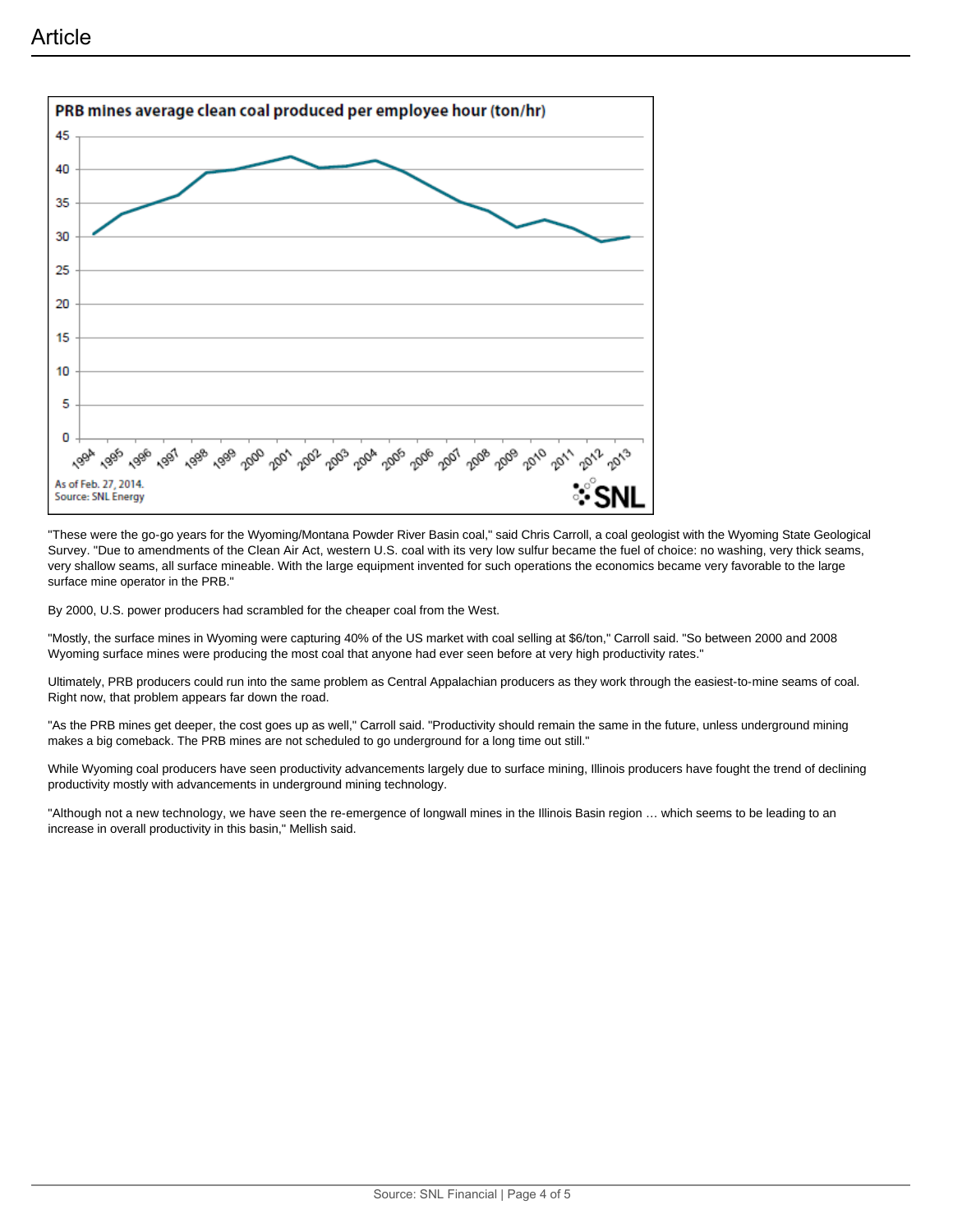# Article

**PRB mines average clean coal produced per employee hour (ton/hr)**

As of Feb. 27, 2014.
Source: SNL Energy

"These were the go-go years for the Wyoming/Montana Powder River Basin coal," said Chris Carroll, a coal geologist with the Wyoming State Geological Survey. "Due to amendments of the Clean Air Act, western U.S. coal with its very low sulfur became the fuel of choice: no washing, very thick seams, very shallow seams, all surface mineable. With the large equipment invented for such operations the economics became very favorable to the large surface mine operator in the PRB."

By 2000, U.S. power producers had scrambled for the cheaper coal from the West.

"Mostly, the surface mines in Wyoming were capturing 40% of the US market with coal selling at $6/ton," Carroll said. "So between 2000 and 2008 Wyoming surface mines were producing the most coal that anyone had ever seen before at very high productivity rates."

Ultimately, PRB producers could run into the same problem as Central Appalachian producers as they work through the easiest-to-mine seams of coal. Right now, that problem appears far down the road.

"As the PRB mines get deeper, the cost goes up as well," Carroll said. "Productivity should remain the same in the future, unless underground mining makes a big comeback. The PRB mines are not scheduled to go underground for a long time out still."

While Wyoming coal producers have seen productivity advancements largely due to surface mining, Illinois producers have fought the trend of declining productivity mostly with advancements in underground mining technology.

"Although not a new technology, we have seen the re-emergence of longwall mines in the Illinois Basin region … which seems to be leading to an increase in overall productivity in this basin," Mellish said.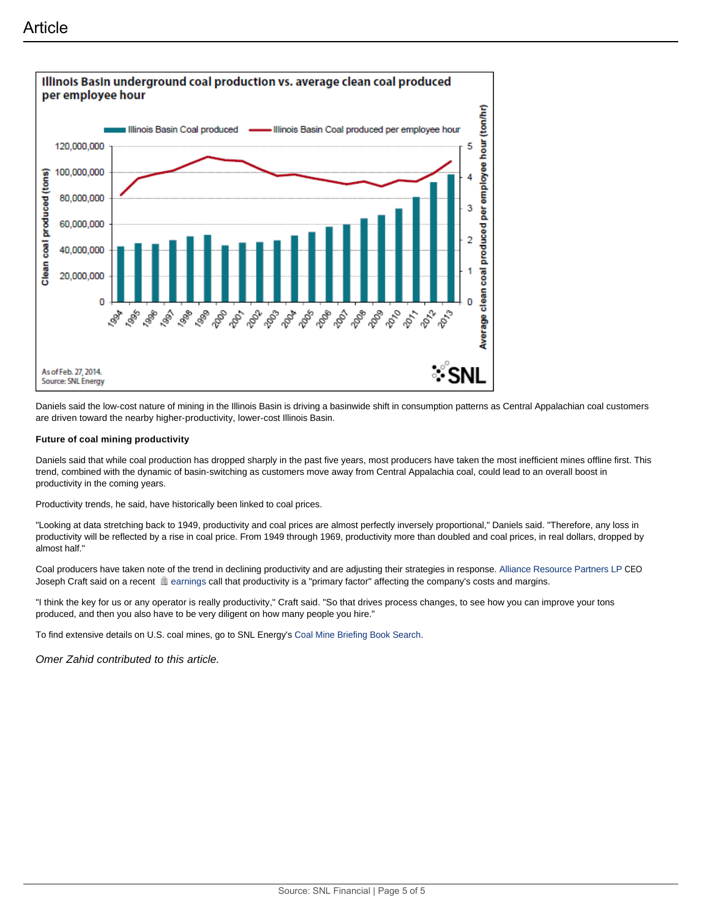Article

**Illinois Basin underground coal production vs. average clean coal produced per employee hour**

Illinois Basin Coal produced — Illinois Basin Coal produced per employee hour

Clean coal produced (tons)

120,000,000
100,000,000
80,000,000
60,000,000
40,000,000
20,000,000
0

Average clean coal produced per employee hour (ton/hr)

5
4
3
2
1
0

1994 1995 1996 1997 1998 1999 2000 2001 2002 2003 2004 2005 2006 2007 2008 2009 2010 2011 2012 2013

As of Feb. 27, 2014.
Source: SNL Energy

SNL

Daniels said the low-cost nature of mining in the Illinois Basin is driving a basinwide shift in consumption patterns as Central Appalachian coal customers are driven toward the nearby higher-productivity, lower-cost Illinois Basin.

**Future of coal mining productivity**

Daniels said that while coal production has dropped sharply in the past five years, most producers have taken the most inefficient mines offline first. This trend, combined with the dynamic of basin-switching as customers move away from Central Appalachia coal, could lead to an overall boost in productivity in the coming years.

Productivity trends, he said, have historically been linked to coal prices.

"Looking at data stretching back to 1949, productivity and coal prices are almost perfectly inversely proportional," Daniels said. "Therefore, any loss in productivity will be reflected by a rise in coal price. From 1949 through 1969, productivity more than doubled and coal prices, in real dollars, dropped by almost half."

Coal producers have taken note of the trend in declining productivity and are adjusting their strategies in response. Alliance Resource Partners LP CEO Joseph Craft said on a recent earnings call that productivity is a "primary factor" affecting the company's costs and margins.

"I think the key for us or any operator is really productivity," Craft said. "So that drives process changes, to see how you can improve your tons produced, and then you also have to be very diligent on how many people you hire."

To find extensive details on U.S. coal mines, go to SNL Energy's Coal Mine Briefing Book Search.

*Omer Zahid contributed to this article.*